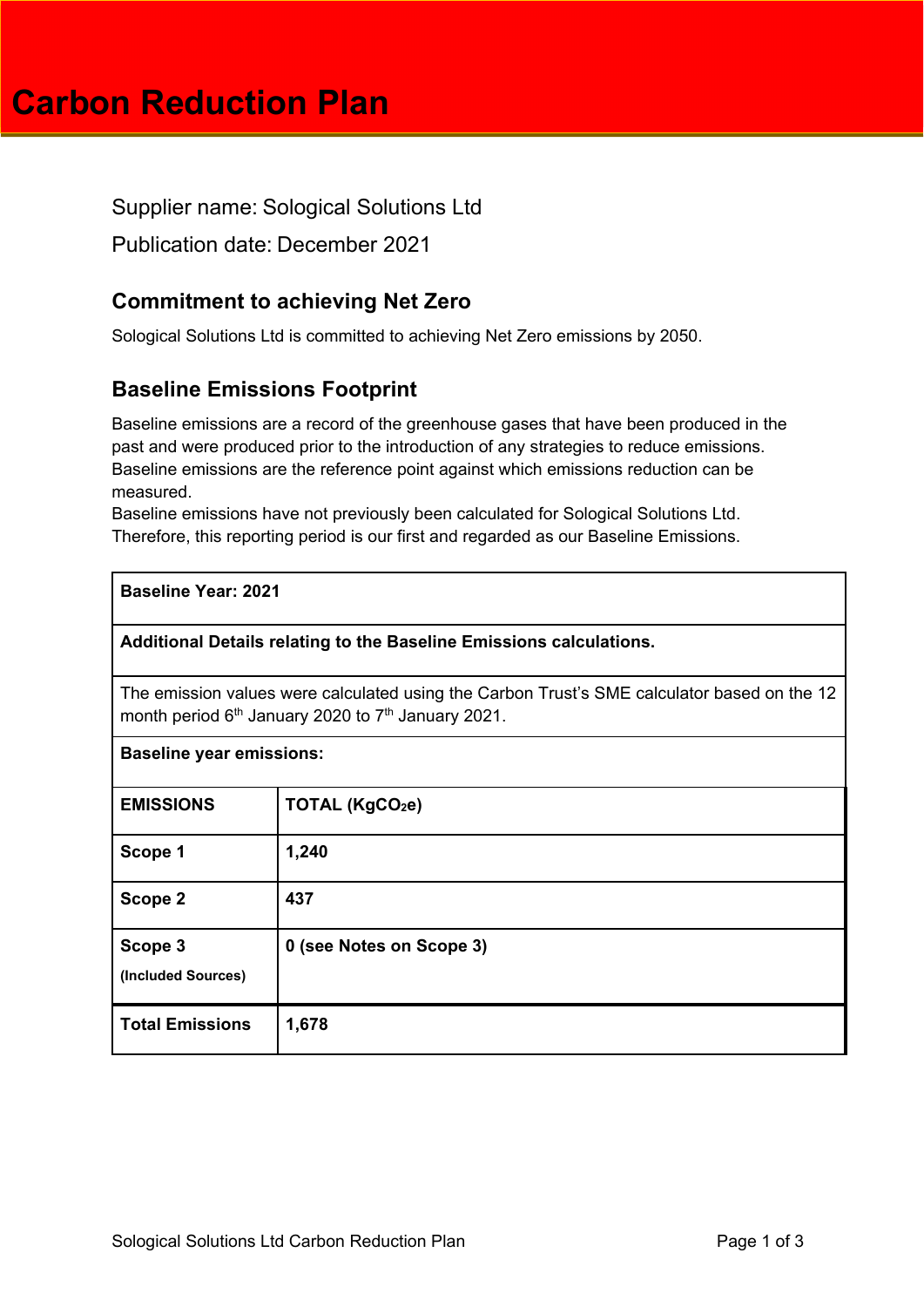# Carbon Reduction Plan

Supplier name: Sological Solutions Ltd

Publication date: December 2021

## Commitment to achieving Net Zero

Sological Solutions Ltd is committed to achieving Net Zero emissions by 2050.

## Baseline Emissions Footprint

Baseline emissions are a record of the greenhouse gases that have been produced in the past and were produced prior to the introduction of any strategies to reduce emissions. Baseline emissions are the reference point against which emissions reduction can be measured.

Baseline emissions have not previously been calculated for Sological Solutions Ltd. Therefore, this reporting period is our first and regarded as our Baseline Emissions.

| **Baseline Year: 2021** | |
|---|---|
| **Additional Details relating to the Baseline Emissions calculations.** | |
| The emission values were calculated using the Carbon Trust's SME calculator based on the 12 month period 6th January 2020 to 7th January 2021. | |
| **Baseline year emissions:** | |
| **EMISSIONS** | **TOTAL (Kg$CO_2$e)** |
| **Scope 1** | **1,240** |
| **Scope 2** | **437** |
| **Scope 3** **(Included Sources)** | **0 (see Notes on Scope 3)** |
| **Total Emissions** | **1,678** |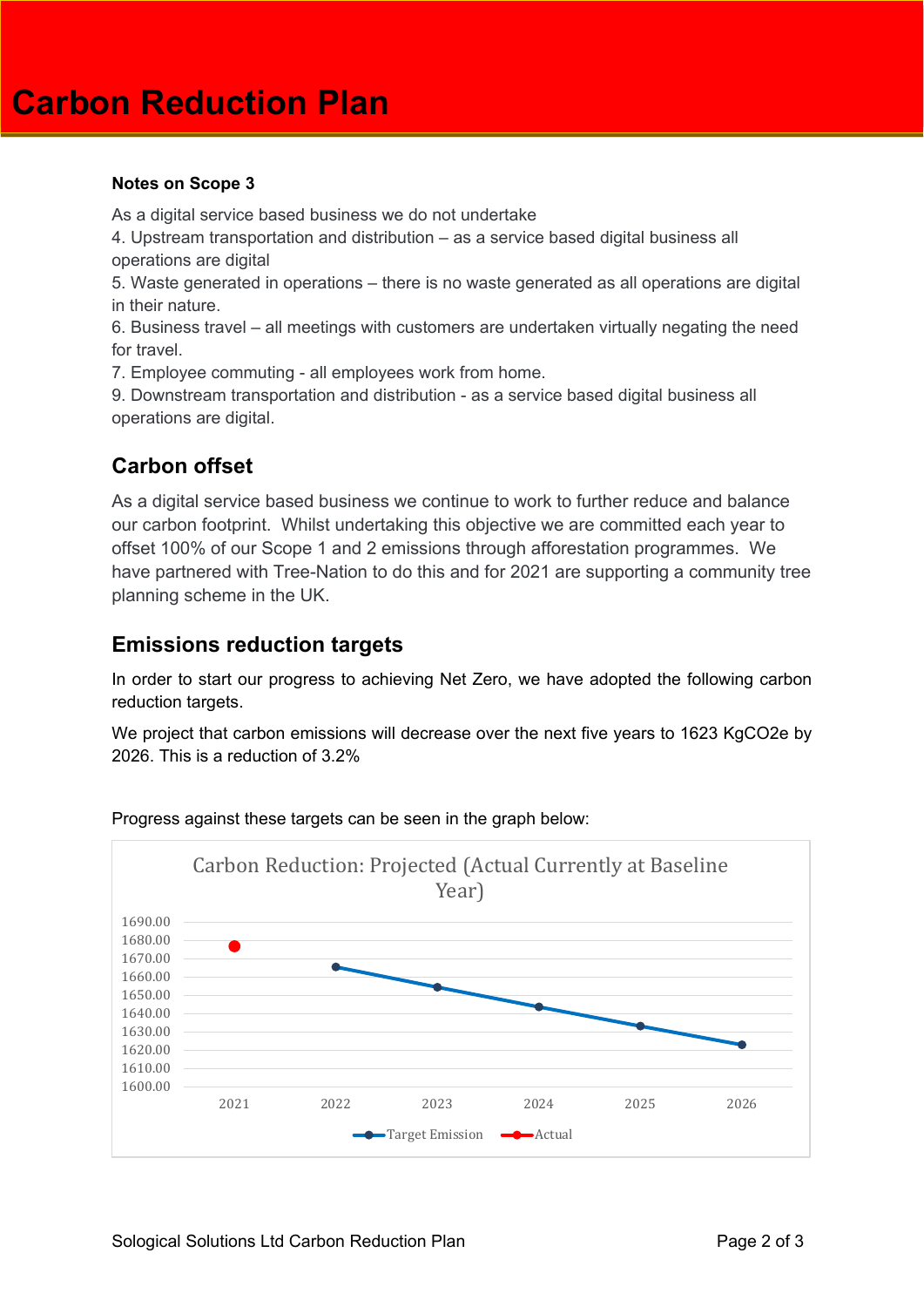**Notes on Scope 3**

As a digital service based business we do not undertake

4. Upstream transportation and distribution – as a service based digital business all operations are digital
5. Waste generated in operations – there is no waste generated as all operations are digital in their nature.
6. Business travel – all meetings with customers are undertaken virtually negating the need for travel.
7. Employee commuting - all employees work from home.
9. Downstream transportation and distribution - as a service based digital business all operations are digital.

## Carbon offset

As a digital service based business we continue to work to further reduce and balance our carbon footprint. Whilst undertaking this objective we are committed each year to offset 100% of our Scope 1 and 2 emissions through afforestation programmes. We have partnered with Tree-Nation to do this and for 2021 are supporting a community tree planning scheme in the UK.

## Emissions reduction targets

In order to start our progress to achieving Net Zero, we have adopted the following carbon reduction targets.

We project that carbon emissions will decrease over the next five years to 1623 KgCO2e by 2026. This is a reduction of 3.2%

Progress against these targets can be seen in the graph below:

Carbon Reduction: Projected (Actual Currently at Baseline Year)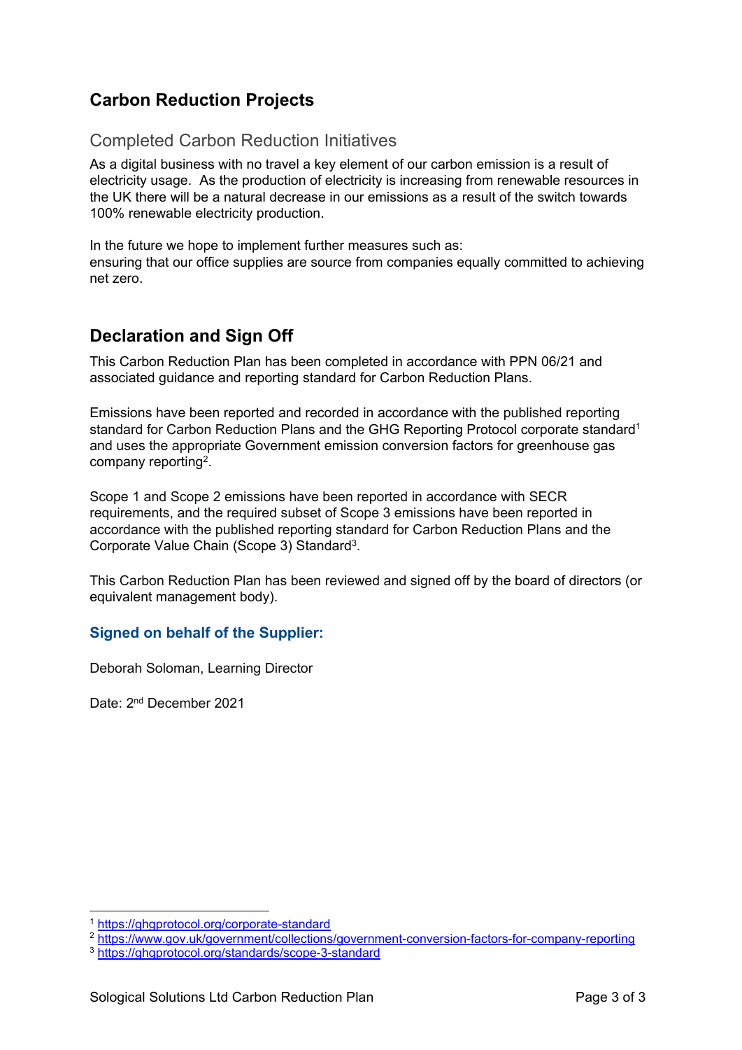## Carbon Reduction Projects

### Completed Carbon Reduction Initiatives

As a digital business with no travel a key element of our carbon emission is a result of electricity usage. As the production of electricity is increasing from renewable resources in the UK there will be a natural decrease in our emissions as a result of the switch towards 100% renewable electricity production.

In the future we hope to implement further measures such as:
ensuring that our office supplies are source from companies equally committed to achieving net zero.

## Declaration and Sign Off

This Carbon Reduction Plan has been completed in accordance with PPN 06/21 and associated guidance and reporting standard for Carbon Reduction Plans.

Emissions have been reported and recorded in accordance with the published reporting standard for Carbon Reduction Plans and the GHG Reporting Protocol corporate standard[1] and uses the appropriate Government emission conversion factors for greenhouse gas company reporting[2].

Scope 1 and Scope 2 emissions have been reported in accordance with SECR requirements, and the required subset of Scope 3 emissions have been reported in accordance with the published reporting standard for Carbon Reduction Plans and the Corporate Value Chain (Scope 3) Standard[3].

This Carbon Reduction Plan has been reviewed and signed off by the board of directors (or equivalent management body).

### Signed on behalf of the Supplier:

Deborah Soloman, Learning Director

Date: 2nd December 2021

---

[1] https://ghgprotocol.org/corporate-standard
[2] https://www.gov.uk/government/collections/government-conversion-factors-for-company-reporting
[3] https://ghgprotocol.org/standards/scope-3-standard